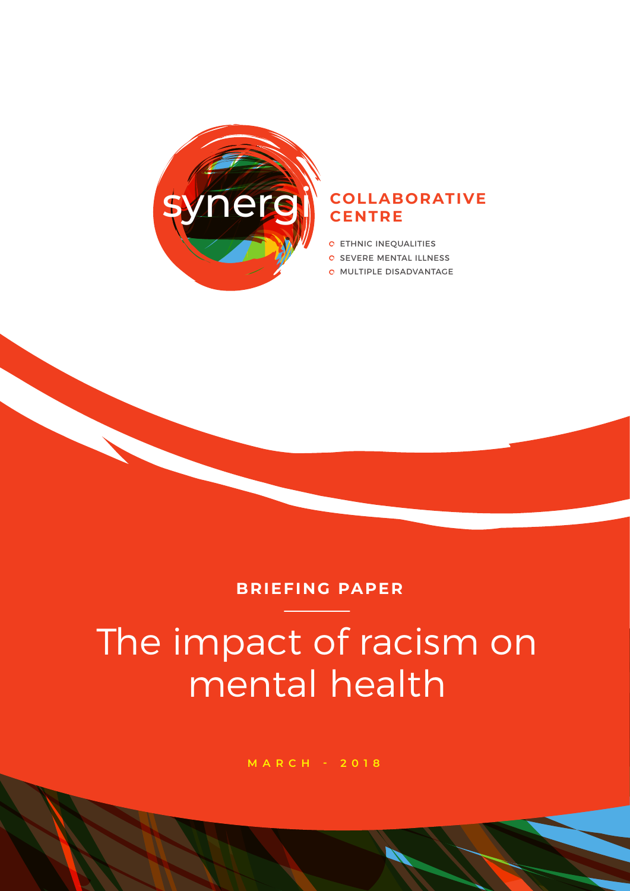synergi

**COLLABORATIVE CENTRE**

- ETHNIC INEQUALITIES
- SEVERE MENTAL ILLNESS
- MULTIPLE DISADVANTAGE

**BRIEFING PAPER**

# The impact of racism on mental health

MARCH - 2018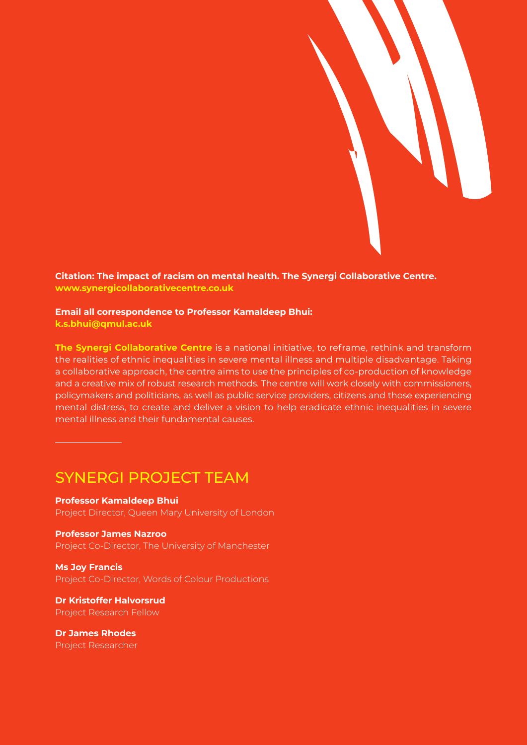**Citation: The impact of racism on mental health. The Synergi Collaborative Centre.**
**www.synergicollaborativecentre.co.uk**

**Email all correspondence to Professor Kamaldeep Bhui:**
**k.s.bhui@qmul.ac.uk**

**The Synergi Collaborative Centre** is a national initiative, to reframe, rethink and transform the realities of ethnic inequalities in severe mental illness and multiple disadvantage. Taking a collaborative approach, the centre aims to use the principles of co-production of knowledge and a creative mix of robust research methods. The centre will work closely with commissioners, policymakers and politicians, as well as public service providers, citizens and those experiencing mental distress, to create and deliver a vision to help eradicate ethnic inequalities in severe mental illness and their fundamental causes.

## SYNERGI PROJECT TEAM

**Professor Kamaldeep Bhui**
Project Director, Queen Mary University of London

**Professor James Nazroo**
Project Co-Director, The University of Manchester

**Ms Joy Francis**
Project Co-Director, Words of Colour Productions

**Dr Kristoffer Halvorsrud**
Project Research Fellow

**Dr James Rhodes**
Project Researcher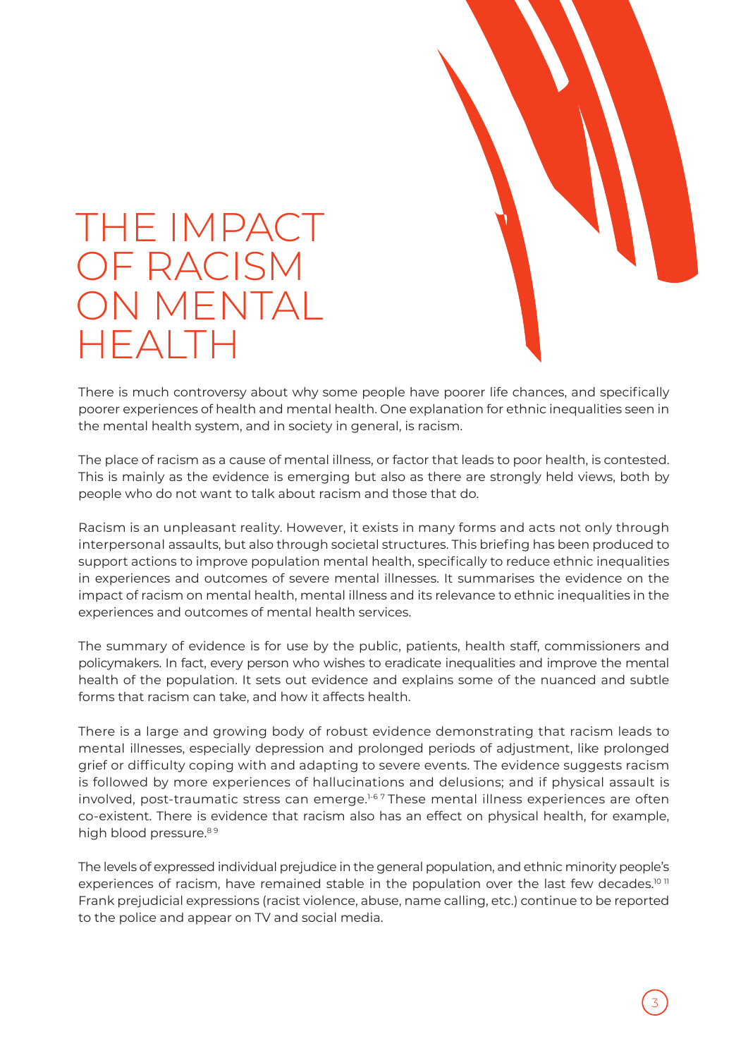# THE IMPACT OF RACISM ON MENTAL HEALTH

There is much controversy about why some people have poorer life chances, and specifically poorer experiences of health and mental health. One explanation for ethnic inequalities seen in the mental health system, and in society in general, is racism.

The place of racism as a cause of mental illness, or factor that leads to poor health, is contested. This is mainly as the evidence is emerging but also as there are strongly held views, both by people who do not want to talk about racism and those that do.

Racism is an unpleasant reality. However, it exists in many forms and acts not only through interpersonal assaults, but also through societal structures. This briefing has been produced to support actions to improve population mental health, specifically to reduce ethnic inequalities in experiences and outcomes of severe mental illnesses. It summarises the evidence on the impact of racism on mental health, mental illness and its relevance to ethnic inequalities in the experiences and outcomes of mental health services.

The summary of evidence is for use by the public, patients, health staff, commissioners and policymakers. In fact, every person who wishes to eradicate inequalities and improve the mental health of the population. It sets out evidence and explains some of the nuanced and subtle forms that racism can take, and how it affects health.

There is a large and growing body of robust evidence demonstrating that racism leads to mental illnesses, especially depression and prolonged periods of adjustment, like prolonged grief or difficulty coping with and adapting to severe events. The evidence suggests racism is followed by more experiences of hallucinations and delusions; and if physical assault is involved, post-traumatic stress can emerge.[1-6 7] These mental illness experiences are often co-existent. There is evidence that racism also has an effect on physical health, for example, high blood pressure.[8 9]

The levels of expressed individual prejudice in the general population, and ethnic minority people's experiences of racism, have remained stable in the population over the last few decades.[10 11] Frank prejudicial expressions (racist violence, abuse, name calling, etc.) continue to be reported to the police and appear on TV and social media.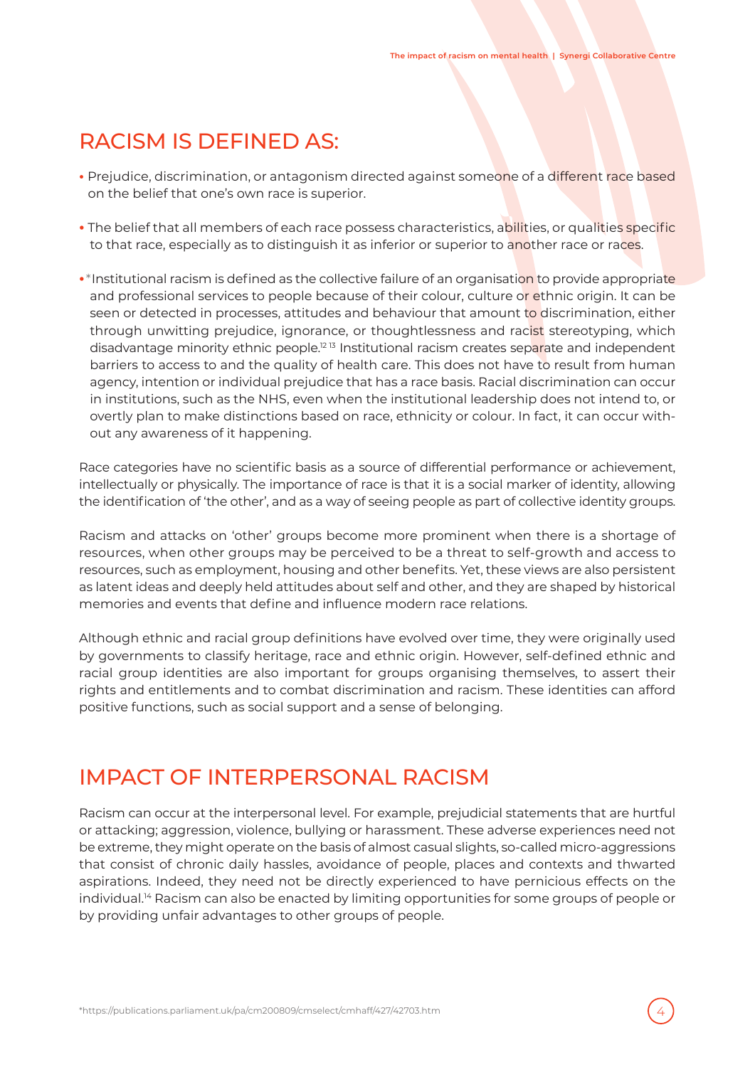## RACISM IS DEFINED AS:

- Prejudice, discrimination, or antagonism directed against someone of a different race based on the belief that one's own race is superior.
- The belief that all members of each race possess characteristics, abilities, or qualities specific to that race, especially as to distinguish it as inferior or superior to another race or races.
- *Institutional racism is defined as the collective failure of an organisation to provide appropriate and professional services to people because of their colour, culture or ethnic origin. It can be seen or detected in processes, attitudes and behaviour that amount to discrimination, either through unwitting prejudice, ignorance, or thoughtlessness and racist stereotyping, which disadvantage minority ethnic people.[12,13] Institutional racism creates separate and independent barriers to access to and the quality of health care. This does not have to result from human agency, intention or individual prejudice that has a race basis. Racial discrimination can occur in institutions, such as the NHS, even when the institutional leadership does not intend to, or overtly plan to make distinctions based on race, ethnicity or colour. In fact, it can occur without any awareness of it happening.

Race categories have no scientific basis as a source of differential performance or achievement, intellectually or physically. The importance of race is that it is a social marker of identity, allowing the identification of 'the other', and as a way of seeing people as part of collective identity groups.

Racism and attacks on 'other' groups become more prominent when there is a shortage of resources, when other groups may be perceived to be a threat to self-growth and access to resources, such as employment, housing and other benefits. Yet, these views are also persistent as latent ideas and deeply held attitudes about self and other, and they are shaped by historical memories and events that define and influence modern race relations.

Although ethnic and racial group definitions have evolved over time, they were originally used by governments to classify heritage, race and ethnic origin. However, self-defined ethnic and racial group identities are also important for groups organising themselves, to assert their rights and entitlements and to combat discrimination and racism. These identities can afford positive functions, such as social support and a sense of belonging.

## IMPACT OF INTERPERSONAL RACISM

Racism can occur at the interpersonal level. For example, prejudicial statements that are hurtful or attacking; aggression, violence, bullying or harassment. These adverse experiences need not be extreme, they might operate on the basis of almost casual slights, so-called micro-aggressions that consist of chronic daily hassles, avoidance of people, places and contexts and thwarted aspirations. Indeed, they need not be directly experienced to have pernicious effects on the individual.[14] Racism can also be enacted by limiting opportunities for some groups of people or by providing unfair advantages to other groups of people.

*https://publications.parliament.uk/pa/cm200809/cmselect/cmhaff/427/42703.htm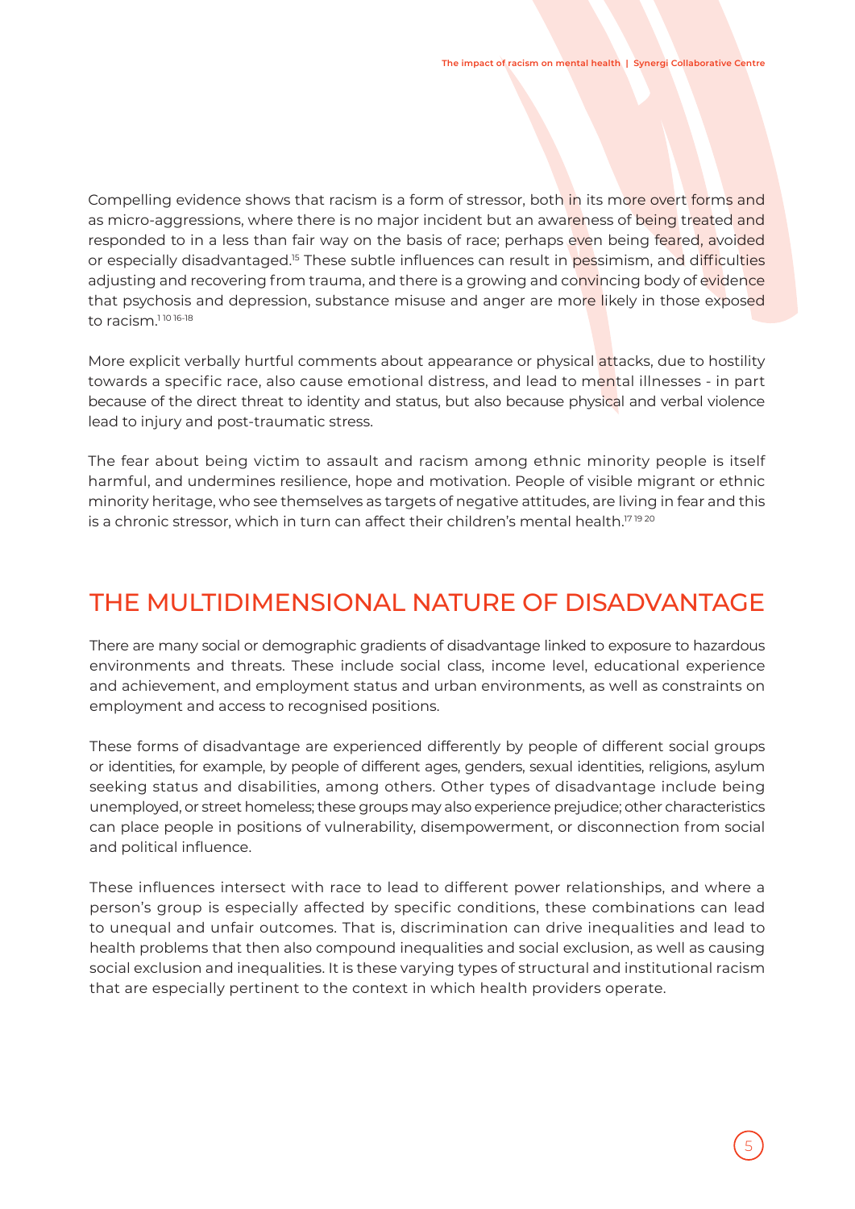Compelling evidence shows that racism is a form of stressor, both in its more overt forms and as micro-aggressions, where there is no major incident but an awareness of being treated and responded to in a less than fair way on the basis of race; perhaps even being feared, avoided or especially disadvantaged.[15] These subtle influences can result in pessimism, and difficulties adjusting and recovering from trauma, and there is a growing and convincing body of evidence that psychosis and depression, substance misuse and anger are more likely in those exposed to racism.[1 10 16-18]

More explicit verbally hurtful comments about appearance or physical attacks, due to hostility towards a specific race, also cause emotional distress, and lead to mental illnesses - in part because of the direct threat to identity and status, but also because physical and verbal violence lead to injury and post-traumatic stress.

The fear about being victim to assault and racism among ethnic minority people is itself harmful, and undermines resilience, hope and motivation. People of visible migrant or ethnic minority heritage, who see themselves as targets of negative attitudes, are living in fear and this is a chronic stressor, which in turn can affect their children's mental health.[17 19 20]

## THE MULTIDIMENSIONAL NATURE OF DISADVANTAGE

There are many social or demographic gradients of disadvantage linked to exposure to hazardous environments and threats. These include social class, income level, educational experience and achievement, and employment status and urban environments, as well as constraints on employment and access to recognised positions.

These forms of disadvantage are experienced differently by people of different social groups or identities, for example, by people of different ages, genders, sexual identities, religions, asylum seeking status and disabilities, among others. Other types of disadvantage include being unemployed, or street homeless; these groups may also experience prejudice; other characteristics can place people in positions of vulnerability, disempowerment, or disconnection from social and political influence.

These influences intersect with race to lead to different power relationships, and where a person's group is especially affected by specific conditions, these combinations can lead to unequal and unfair outcomes. That is, discrimination can drive inequalities and lead to health problems that then also compound inequalities and social exclusion, as well as causing social exclusion and inequalities. It is these varying types of structural and institutional racism that are especially pertinent to the context in which health providers operate.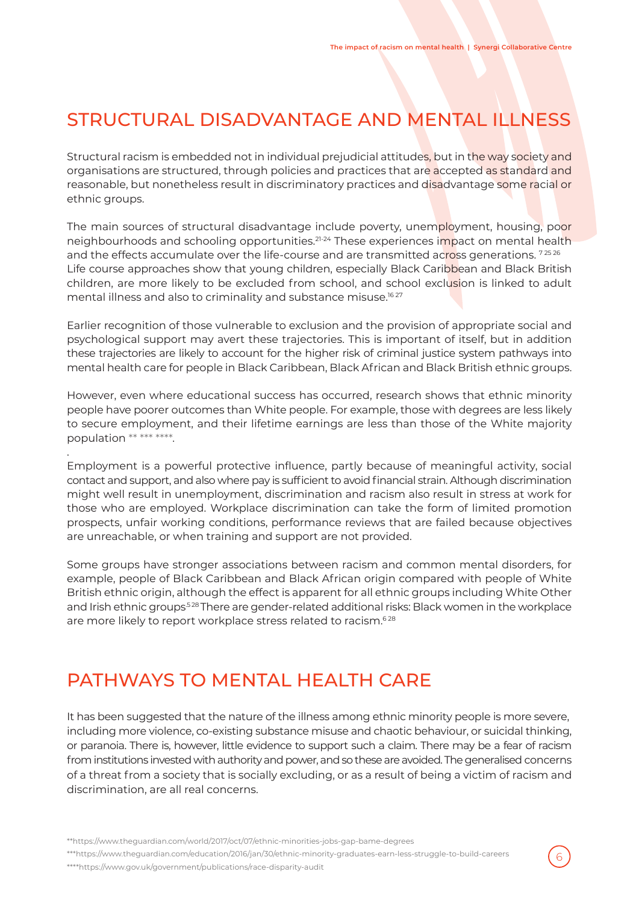## STRUCTURAL DISADVANTAGE AND MENTAL ILLNESS

Structural racism is embedded not in individual prejudicial attitudes, but in the way society and organisations are structured, through policies and practices that are accepted as standard and reasonable, but nonetheless result in discriminatory practices and disadvantage some racial or ethnic groups.

The main sources of structural disadvantage include poverty, unemployment, housing, poor neighbourhoods and schooling opportunities.[21-24] These experiences impact on mental health and the effects accumulate over the life-course and are transmitted across generations. [7 25 26] Life course approaches show that young children, especially Black Caribbean and Black British children, are more likely to be excluded from school, and school exclusion is linked to adult mental illness and also to criminality and substance misuse.[16 27]

Earlier recognition of those vulnerable to exclusion and the provision of appropriate social and psychological support may avert these trajectories. This is important of itself, but in addition these trajectories are likely to account for the higher risk of criminal justice system pathways into mental health care for people in Black Caribbean, Black African and Black British ethnic groups.

However, even where educational success has occurred, research shows that ethnic minority people have poorer outcomes than White people. For example, those with degrees are less likely to secure employment, and their lifetime earnings are less than those of the White majority population [** *** ****].

Employment is a powerful protective influence, partly because of meaningful activity, social contact and support, and also where pay is sufficient to avoid financial strain. Although discrimination might well result in unemployment, discrimination and racism also result in stress at work for those who are employed. Workplace discrimination can take the form of limited promotion prospects, unfair working conditions, performance reviews that are failed because objectives are unreachable, or when training and support are not provided.

Some groups have stronger associations between racism and common mental disorders, for example, people of Black Caribbean and Black African origin compared with people of White British ethnic origin, although the effect is apparent for all ethnic groups including White Other and Irish ethnic groups[5 28] There are gender-related additional risks: Black women in the workplace are more likely to report workplace stress related to racism.[6 28]

## PATHWAYS TO MENTAL HEALTH CARE

It has been suggested that the nature of the illness among ethnic minority people is more severe, including more violence, co-existing substance misuse and chaotic behaviour, or suicidal thinking, or paranoia. There is, however, little evidence to support such a claim. There may be a fear of racism from institutions invested with authority and power, and so these are avoided. The generalised concerns of a threat from a society that is socially excluding, or as a result of being a victim of racism and discrimination, are all real concerns.

**https://www.theguardian.com/world/2017/oct/07/ethnic-minorities-jobs-gap-bame-degrees

***https://www.theguardian.com/education/2016/jan/30/ethnic-minority-graduates-earn-less-struggle-to-build-careers

****https://www.gov.uk/government/publications/race-disparity-audit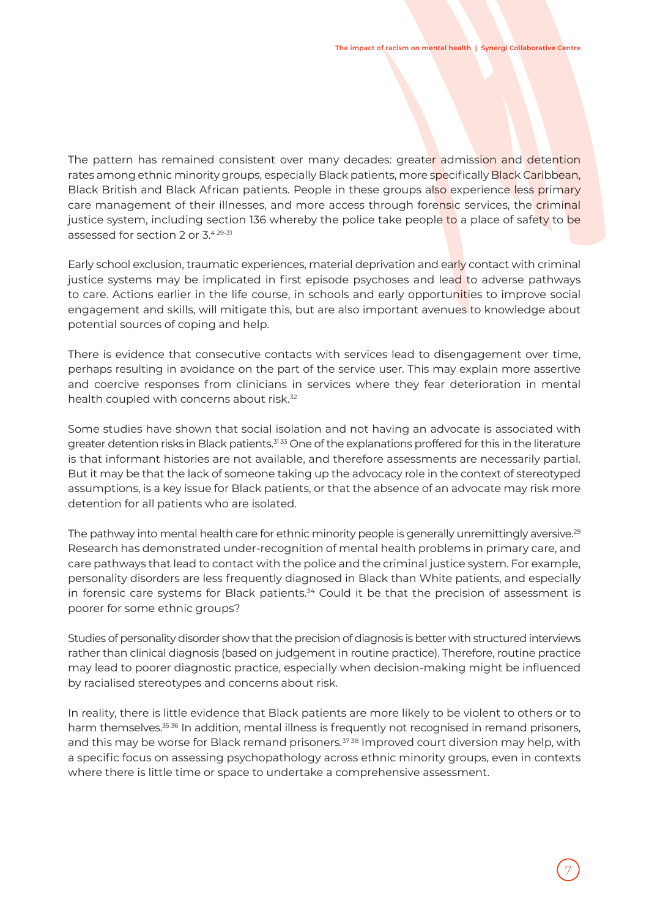The pattern has remained consistent over many decades: greater admission and detention rates among ethnic minority groups, especially Black patients, more specifically Black Caribbean, Black British and Black African patients. People in these groups also experience less primary care management of their illnesses, and more access through forensic services, the criminal justice system, including section 136 whereby the police take people to a place of safety to be assessed for section 2 or 3.[4 29-31]

Early school exclusion, traumatic experiences, material deprivation and early contact with criminal justice systems may be implicated in first episode psychoses and lead to adverse pathways to care. Actions earlier in the life course, in schools and early opportunities to improve social engagement and skills, will mitigate this, but are also important avenues to knowledge about potential sources of coping and help.

There is evidence that consecutive contacts with services lead to disengagement over time, perhaps resulting in avoidance on the part of the service user. This may explain more assertive and coercive responses from clinicians in services where they fear deterioration in mental health coupled with concerns about risk.[32]

Some studies have shown that social isolation and not having an advocate is associated with greater detention risks in Black patients.[31 33] One of the explanations proffered for this in the literature is that informant histories are not available, and therefore assessments are necessarily partial. But it may be that the lack of someone taking up the advocacy role in the context of stereotyped assumptions, is a key issue for Black patients, or that the absence of an advocate may risk more detention for all patients who are isolated.

The pathway into mental health care for ethnic minority people is generally unremittingly aversive.[29] Research has demonstrated under-recognition of mental health problems in primary care, and care pathways that lead to contact with the police and the criminal justice system. For example, personality disorders are less frequently diagnosed in Black than White patients, and especially in forensic care systems for Black patients.[34] Could it be that the precision of assessment is poorer for some ethnic groups?

Studies of personality disorder show that the precision of diagnosis is better with structured interviews rather than clinical diagnosis (based on judgement in routine practice). Therefore, routine practice may lead to poorer diagnostic practice, especially when decision-making might be influenced by racialised stereotypes and concerns about risk.

In reality, there is little evidence that Black patients are more likely to be violent to others or to harm themselves.[35 36] In addition, mental illness is frequently not recognised in remand prisoners, and this may be worse for Black remand prisoners.[37 38] Improved court diversion may help, with a specific focus on assessing psychopathology across ethnic minority groups, even in contexts where there is little time or space to undertake a comprehensive assessment.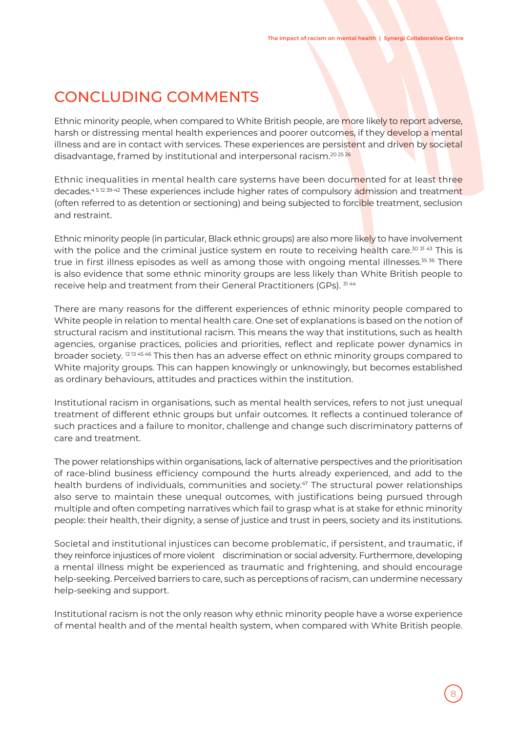## CONCLUDING COMMENTS

Ethnic minority people, when compared to White British people, are more likely to report adverse, harsh or distressing mental health experiences and poorer outcomes, if they develop a mental illness and are in contact with services. These experiences are persistent and driven by societal disadvantage, framed by institutional and interpersonal racism.[20 25 26]

Ethnic inequalities in mental health care systems have been documented for at least three decades.[4 5 12 39-42] These experiences include higher rates of compulsory admission and treatment (often referred to as detention or sectioning) and being subjected to forcible treatment, seclusion and restraint.

Ethnic minority people (in particular, Black ethnic groups) are also more likely to have involvement with the police and the criminal justice system en route to receiving health care.[30 31 43] This is true in first illness episodes as well as among those with ongoing mental illnesses.[35 36] There is also evidence that some ethnic minority groups are less likely than White British people to receive help and treatment from their General Practitioners (GPs).[31 44]

There are many reasons for the different experiences of ethnic minority people compared to White people in relation to mental health care. One set of explanations is based on the notion of structural racism and institutional racism. This means the way that institutions, such as health agencies, organise practices, policies and priorities, reflect and replicate power dynamics in broader society.[12 13 45 46] This then has an adverse effect on ethnic minority groups compared to White majority groups. This can happen knowingly or unknowingly, but becomes established as ordinary behaviours, attitudes and practices within the institution.

Institutional racism in organisations, such as mental health services, refers to not just unequal treatment of different ethnic groups but unfair outcomes. It reflects a continued tolerance of such practices and a failure to monitor, challenge and change such discriminatory patterns of care and treatment.

The power relationships within organisations, lack of alternative perspectives and the prioritisation of race-blind business efficiency compound the hurts already experienced, and add to the health burdens of individuals, communities and society.[47] The structural power relationships also serve to maintain these unequal outcomes, with justifications being pursued through multiple and often competing narratives which fail to grasp what is at stake for ethnic minority people: their health, their dignity, a sense of justice and trust in peers, society and its institutions.

Societal and institutional injustices can become problematic, if persistent, and traumatic, if they reinforce injustices of more violent discrimination or social adversity. Furthermore, developing a mental illness might be experienced as traumatic and frightening, and should encourage help-seeking. Perceived barriers to care, such as perceptions of racism, can undermine necessary help-seeking and support.

Institutional racism is not the only reason why ethnic minority people have a worse experience of mental health and of the mental health system, when compared with White British people.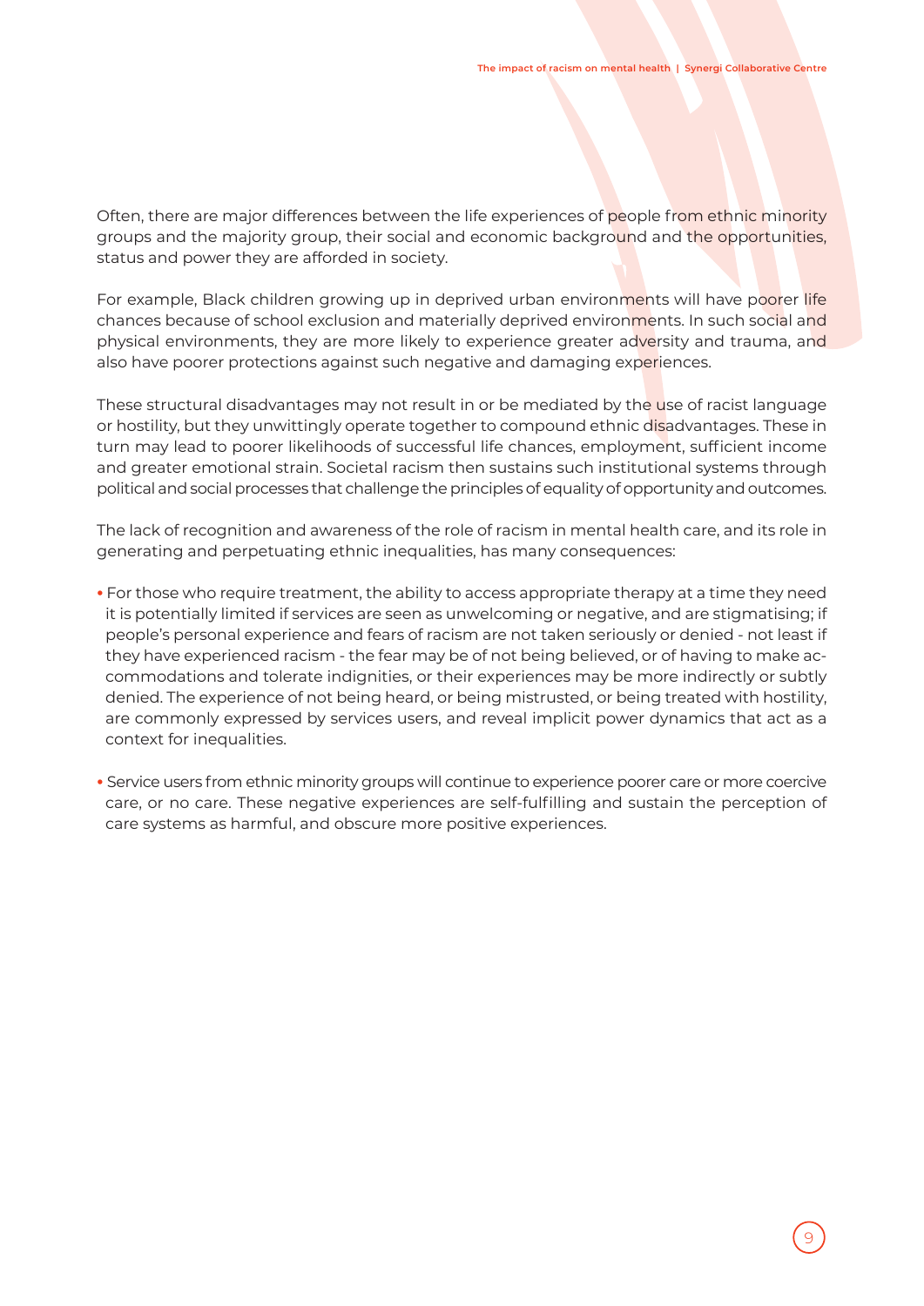Often, there are major differences between the life experiences of people from ethnic minority groups and the majority group, their social and economic background and the opportunities, status and power they are afforded in society.

For example, Black children growing up in deprived urban environments will have poorer life chances because of school exclusion and materially deprived environments. In such social and physical environments, they are more likely to experience greater adversity and trauma, and also have poorer protections against such negative and damaging experiences.

These structural disadvantages may not result in or be mediated by the use of racist language or hostility, but they unwittingly operate together to compound ethnic disadvantages. These in turn may lead to poorer likelihoods of successful life chances, employment, sufficient income and greater emotional strain. Societal racism then sustains such institutional systems through political and social processes that challenge the principles of equality of opportunity and outcomes.

The lack of recognition and awareness of the role of racism in mental health care, and its role in generating and perpetuating ethnic inequalities, has many consequences:

- For those who require treatment, the ability to access appropriate therapy at a time they need it is potentially limited if services are seen as unwelcoming or negative, and are stigmatising; if people's personal experience and fears of racism are not taken seriously or denied - not least if they have experienced racism - the fear may be of not being believed, or of having to make accommodations and tolerate indignities, or their experiences may be more indirectly or subtly denied. The experience of not being heard, or being mistrusted, or being treated with hostility, are commonly expressed by services users, and reveal implicit power dynamics that act as a context for inequalities.
- Service users from ethnic minority groups will continue to experience poorer care or more coercive care, or no care. These negative experiences are self-fulfilling and sustain the perception of care systems as harmful, and obscure more positive experiences.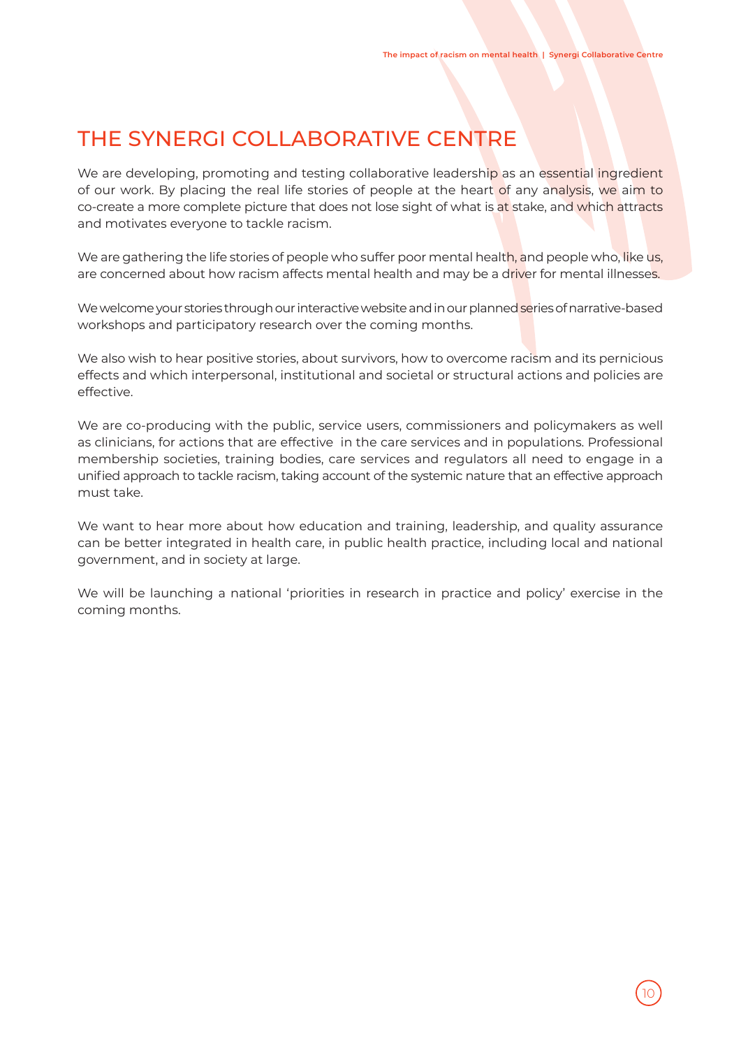# THE SYNERGI COLLABORATIVE CENTRE

We are developing, promoting and testing collaborative leadership as an essential ingredient of our work. By placing the real life stories of people at the heart of any analysis, we aim to co-create a more complete picture that does not lose sight of what is at stake, and which attracts and motivates everyone to tackle racism.

We are gathering the life stories of people who suffer poor mental health, and people who, like us, are concerned about how racism affects mental health and may be a driver for mental illnesses.

We welcome your stories through our interactive website and in our planned series of narrative-based workshops and participatory research over the coming months.

We also wish to hear positive stories, about survivors, how to overcome racism and its pernicious effects and which interpersonal, institutional and societal or structural actions and policies are effective.

We are co-producing with the public, service users, commissioners and policymakers as well as clinicians, for actions that are effective in the care services and in populations. Professional membership societies, training bodies, care services and regulators all need to engage in a unified approach to tackle racism, taking account of the systemic nature that an effective approach must take.

We want to hear more about how education and training, leadership, and quality assurance can be better integrated in health care, in public health practice, including local and national government, and in society at large.

We will be launching a national 'priorities in research in practice and policy' exercise in the coming months.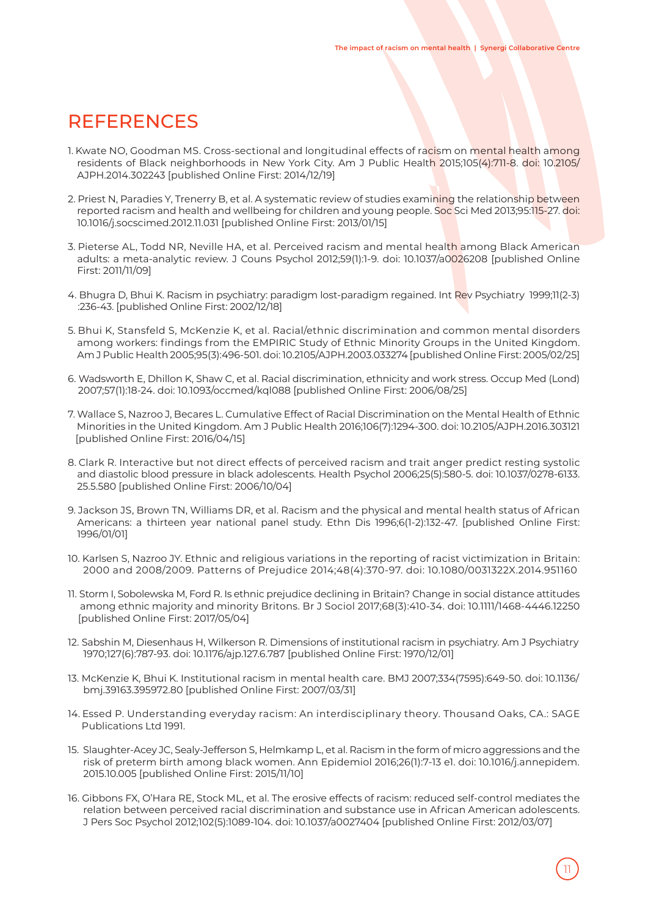# REFERENCES

1. Kwate NO, Goodman MS. Cross-sectional and longitudinal effects of racism on mental health among residents of Black neighborhoods in New York City. Am J Public Health 2015;105(4):711-8. doi: 10.2105/AJPH.2014.302243 [published Online First: 2014/12/19]

2. Priest N, Paradies Y, Trenerry B, et al. A systematic review of studies examining the relationship between reported racism and health and wellbeing for children and young people. Soc Sci Med 2013;95:115-27. doi: 10.1016/j.socscimed.2012.11.031 [published Online First: 2013/01/15]

3. Pieterse AL, Todd NR, Neville HA, et al. Perceived racism and mental health among Black American adults: a meta-analytic review. J Couns Psychol 2012;59(1):1-9. doi: 10.1037/a0026208 [published Online First: 2011/11/09]

4. Bhugra D, Bhui K. Racism in psychiatry: paradigm lost-paradigm regained. Int Rev Psychiatry 1999;11(2-3):236-43. [published Online First: 2002/12/18]

5. Bhui K, Stansfeld S, McKenzie K, et al. Racial/ethnic discrimination and common mental disorders among workers: findings from the EMPIRIC Study of Ethnic Minority Groups in the United Kingdom. Am J Public Health 2005;95(3):496-501. doi: 10.2105/AJPH.2003.033274 [published Online First: 2005/02/25]

6. Wadsworth E, Dhillon K, Shaw C, et al. Racial discrimination, ethnicity and work stress. Occup Med (Lond) 2007;57(1):18-24. doi: 10.1093/occmed/kql088 [published Online First: 2006/08/25]

7. Wallace S, Nazroo J, Becares L. Cumulative Effect of Racial Discrimination on the Mental Health of Ethnic Minorities in the United Kingdom. Am J Public Health 2016;106(7):1294-300. doi: 10.2105/AJPH.2016.303121 [published Online First: 2016/04/15]

8. Clark R. Interactive but not direct effects of perceived racism and trait anger predict resting systolic and diastolic blood pressure in black adolescents. Health Psychol 2006;25(5):580-5. doi: 10.1037/0278-6133.25.5.580 [published Online First: 2006/10/04]

9. Jackson JS, Brown TN, Williams DR, et al. Racism and the physical and mental health status of African Americans: a thirteen year national panel study. Ethn Dis 1996;6(1-2):132-47. [published Online First: 1996/01/01]

10. Karlsen S, Nazroo JY. Ethnic and religious variations in the reporting of racist victimization in Britain: 2000 and 2008/2009. Patterns of Prejudice 2014;48(4):370-97. doi: 10.1080/0031322X.2014.951160

11. Storm I, Sobolewska M, Ford R. Is ethnic prejudice declining in Britain? Change in social distance attitudes among ethnic majority and minority Britons. Br J Sociol 2017;68(3):410-34. doi: 10.1111/1468-4446.12250 [published Online First: 2017/05/04]

12. Sabshin M, Diesenhaus H, Wilkerson R. Dimensions of institutional racism in psychiatry. Am J Psychiatry 1970;127(6):787-93. doi: 10.1176/ajp.127.6.787 [published Online First: 1970/12/01]

13. McKenzie K, Bhui K. Institutional racism in mental health care. BMJ 2007;334(7595):649-50. doi: 10.1136/bmj.39163.395972.80 [published Online First: 2007/03/31]

14. Essed P. Understanding everyday racism: An interdisciplinary theory. Thousand Oaks, CA.: SAGE Publications Ltd 1991.

15. Slaughter-Acey JC, Sealy-Jefferson S, Helmkamp L, et al. Racism in the form of micro aggressions and the risk of preterm birth among black women. Ann Epidemiol 2016;26(1):7-13 e1. doi: 10.1016/j.annepidem.2015.10.005 [published Online First: 2015/11/10]

16. Gibbons FX, O'Hara RE, Stock ML, et al. The erosive effects of racism: reduced self-control mediates the relation between perceived racial discrimination and substance use in African American adolescents. J Pers Soc Psychol 2012;102(5):1089-104. doi: 10.1037/a0027404 [published Online First: 2012/03/07]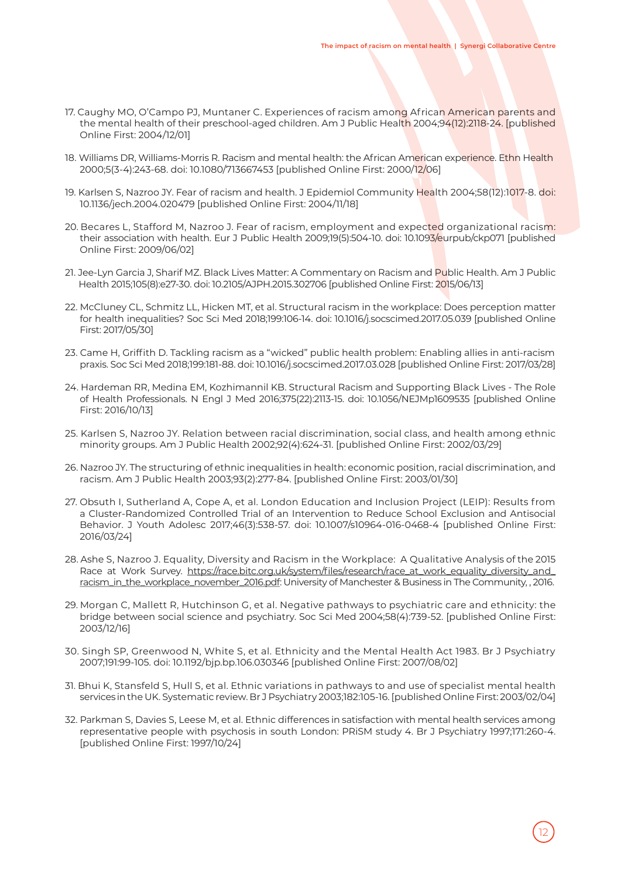17. Caughy MO, O'Campo PJ, Muntaner C. Experiences of racism among African American parents and the mental health of their preschool-aged children. Am J Public Health 2004;94(12):2118-24. [published Online First: 2004/12/01]

18. Williams DR, Williams-Morris R. Racism and mental health: the African American experience. Ethn Health 2000;5(3-4):243-68. doi: 10.1080/713667453 [published Online First: 2000/12/06]

19. Karlsen S, Nazroo JY. Fear of racism and health. J Epidemiol Community Health 2004;58(12):1017-8. doi: 10.1136/jech.2004.020479 [published Online First: 2004/11/18]

20. Becares L, Stafford M, Nazroo J. Fear of racism, employment and expected organizational racism: their association with health. Eur J Public Health 2009;19(5):504-10. doi: 10.1093/eurpub/ckp071 [published Online First: 2009/06/02]

21. Jee-Lyn Garcia J, Sharif MZ. Black Lives Matter: A Commentary on Racism and Public Health. Am J Public Health 2015;105(8):e27-30. doi: 10.2105/AJPH.2015.302706 [published Online First: 2015/06/13]

22. McCluney CL, Schmitz LL, Hicken MT, et al. Structural racism in the workplace: Does perception matter for health inequalities? Soc Sci Med 2018;199:106-14. doi: 10.1016/j.socscimed.2017.05.039 [published Online First: 2017/05/30]

23. Came H, Griffith D. Tackling racism as a "wicked" public health problem: Enabling allies in anti-racism praxis. Soc Sci Med 2018;199:181-88. doi: 10.1016/j.socscimed.2017.03.028 [published Online First: 2017/03/28]

24. Hardeman RR, Medina EM, Kozhimannil KB. Structural Racism and Supporting Black Lives - The Role of Health Professionals. N Engl J Med 2016;375(22):2113-15. doi: 10.1056/NEJMp1609535 [published Online First: 2016/10/13]

25. Karlsen S, Nazroo JY. Relation between racial discrimination, social class, and health among ethnic minority groups. Am J Public Health 2002;92(4):624-31. [published Online First: 2002/03/29]

26. Nazroo JY. The structuring of ethnic inequalities in health: economic position, racial discrimination, and racism. Am J Public Health 2003;93(2):277-84. [published Online First: 2003/01/30]

27. Obsuth I, Sutherland A, Cope A, et al. London Education and Inclusion Project (LEIP): Results from a Cluster-Randomized Controlled Trial of an Intervention to Reduce School Exclusion and Antisocial Behavior. J Youth Adolesc 2017;46(3):538-57. doi: 10.1007/s10964-016-0468-4 [published Online First: 2016/03/24]

28. Ashe S, Nazroo J. Equality, Diversity and Racism in the Workplace: A Qualitative Analysis of the 2015 Race at Work Survey. https://race.bitc.org.uk/system/files/research/race_at_work_equality_diversity_and_racism_in_the_workplace_november_2016.pdf: University of Manchester & Business in The Community, , 2016.

29. Morgan C, Mallett R, Hutchinson G, et al. Negative pathways to psychiatric care and ethnicity: the bridge between social science and psychiatry. Soc Sci Med 2004;58(4):739-52. [published Online First: 2003/12/16]

30. Singh SP, Greenwood N, White S, et al. Ethnicity and the Mental Health Act 1983. Br J Psychiatry 2007;191:99-105. doi: 10.1192/bjp.bp.106.030346 [published Online First: 2007/08/02]

31. Bhui K, Stansfeld S, Hull S, et al. Ethnic variations in pathways to and use of specialist mental health services in the UK. Systematic review. Br J Psychiatry 2003;182:105-16. [published Online First: 2003/02/04]

32. Parkman S, Davies S, Leese M, et al. Ethnic differences in satisfaction with mental health services among representative people with psychosis in south London: PRiSM study 4. Br J Psychiatry 1997;171:260-4. [published Online First: 1997/10/24]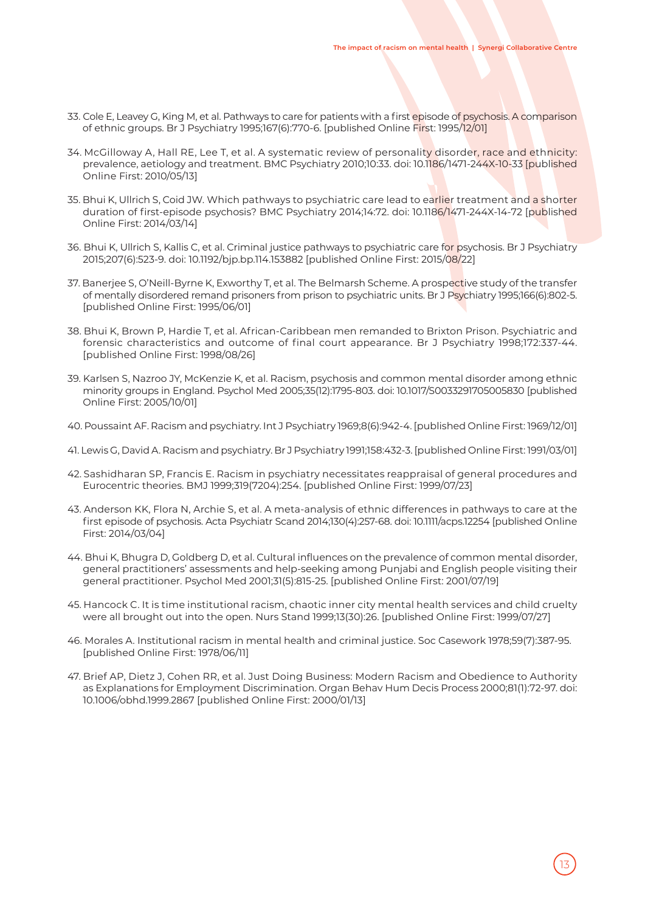33. Cole E, Leavey G, King M, et al. Pathways to care for patients with a first episode of psychosis. A comparison of ethnic groups. Br J Psychiatry 1995;167(6):770-6. [published Online First: 1995/12/01]

34. McGilloway A, Hall RE, Lee T, et al. A systematic review of personality disorder, race and ethnicity: prevalence, aetiology and treatment. BMC Psychiatry 2010;10:33. doi: 10.1186/1471-244X-10-33 [published Online First: 2010/05/13]

35. Bhui K, Ullrich S, Coid JW. Which pathways to psychiatric care lead to earlier treatment and a shorter duration of first-episode psychosis? BMC Psychiatry 2014;14:72. doi: 10.1186/1471-244X-14-72 [published Online First: 2014/03/14]

36. Bhui K, Ullrich S, Kallis C, et al. Criminal justice pathways to psychiatric care for psychosis. Br J Psychiatry 2015;207(6):523-9. doi: 10.1192/bjp.bp.114.153882 [published Online First: 2015/08/22]

37. Banerjee S, O'Neill-Byrne K, Exworthy T, et al. The Belmarsh Scheme. A prospective study of the transfer of mentally disordered remand prisoners from prison to psychiatric units. Br J Psychiatry 1995;166(6):802-5. [published Online First: 1995/06/01]

38. Bhui K, Brown P, Hardie T, et al. African-Caribbean men remanded to Brixton Prison. Psychiatric and forensic characteristics and outcome of final court appearance. Br J Psychiatry 1998;172:337-44. [published Online First: 1998/08/26]

39. Karlsen S, Nazroo JY, McKenzie K, et al. Racism, psychosis and common mental disorder among ethnic minority groups in England. Psychol Med 2005;35(12):1795-803. doi: 10.1017/S0033291705005830 [published Online First: 2005/10/01]

40. Poussaint AF. Racism and psychiatry. Int J Psychiatry 1969;8(6):942-4. [published Online First: 1969/12/01]

41. Lewis G, David A. Racism and psychiatry. Br J Psychiatry 1991;158:432-3. [published Online First: 1991/03/01]

42. Sashidharan SP, Francis E. Racism in psychiatry necessitates reappraisal of general procedures and Eurocentric theories. BMJ 1999;319(7204):254. [published Online First: 1999/07/23]

43. Anderson KK, Flora N, Archie S, et al. A meta-analysis of ethnic differences in pathways to care at the first episode of psychosis. Acta Psychiatr Scand 2014;130(4):257-68. doi: 10.1111/acps.12254 [published Online First: 2014/03/04]

44. Bhui K, Bhugra D, Goldberg D, et al. Cultural influences on the prevalence of common mental disorder, general practitioners' assessments and help-seeking among Punjabi and English people visiting their general practitioner. Psychol Med 2001;31(5):815-25. [published Online First: 2001/07/19]

45. Hancock C. It is time institutional racism, chaotic inner city mental health services and child cruelty were all brought out into the open. Nurs Stand 1999;13(30):26. [published Online First: 1999/07/27]

46. Morales A. Institutional racism in mental health and criminal justice. Soc Casework 1978;59(7):387-95. [published Online First: 1978/06/11]

47. Brief AP, Dietz J, Cohen RR, et al. Just Doing Business: Modern Racism and Obedience to Authority as Explanations for Employment Discrimination. Organ Behav Hum Decis Process 2000;81(1):72-97. doi: 10.1006/obhd.1999.2867 [published Online First: 2000/01/13]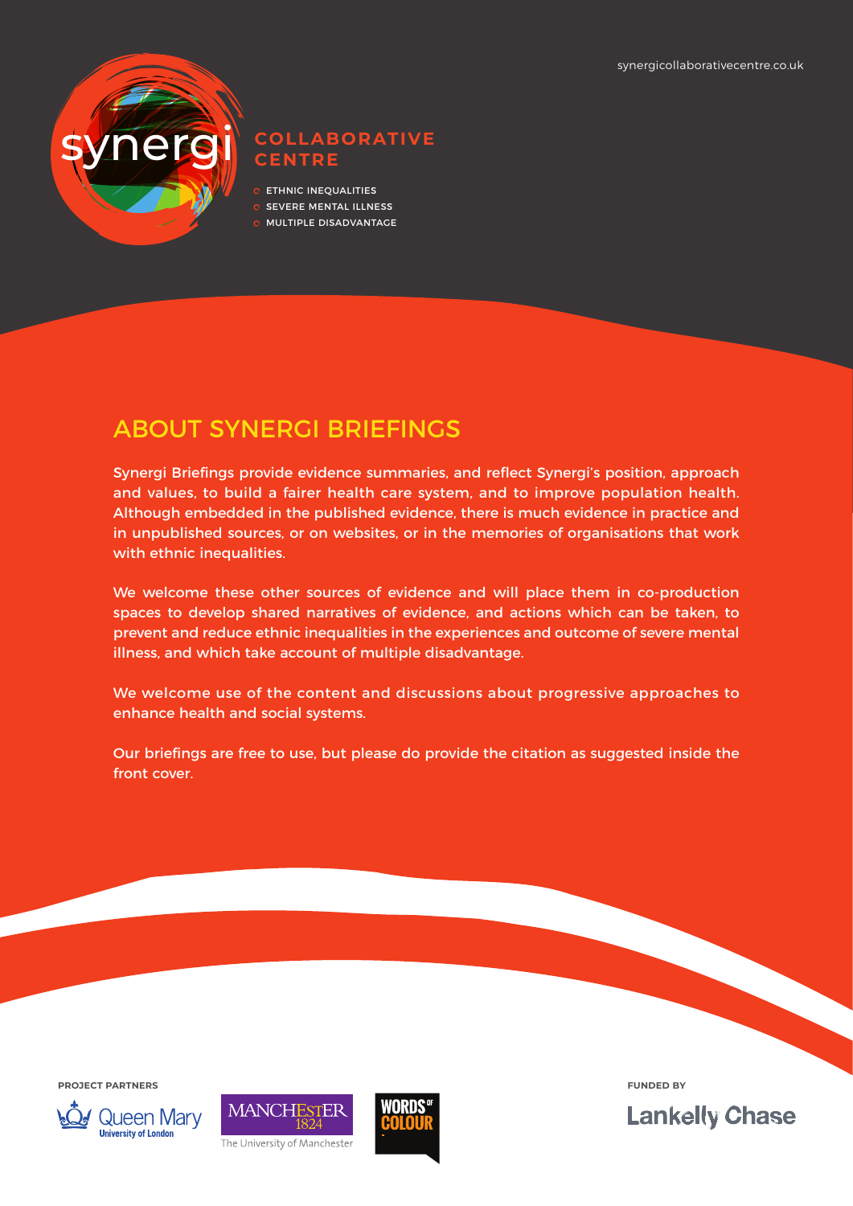synergicollaborativecentre.co.uk

synergi

COLLABORATIVE CENTRE

- ETHNIC INEQUALITIES
- SEVERE MENTAL ILLNESS
- MULTIPLE DISADVANTAGE

## ABOUT SYNERGI BRIEFINGS

Synergi Briefings provide evidence summaries, and reflect Synergi's position, approach and values, to build a fairer health care system, and to improve population health. Although embedded in the published evidence, there is much evidence in practice and in unpublished sources, or on websites, or in the memories of organisations that work with ethnic inequalities.

We welcome these other sources of evidence and will place them in co-production spaces to develop shared narratives of evidence, and actions which can be taken, to prevent and reduce ethnic inequalities in the experiences and outcome of severe mental illness, and which take account of multiple disadvantage.

We welcome use of the content and discussions about progressive approaches to enhance health and social systems.

Our briefings are free to use, but please do provide the citation as suggested inside the front cover.

PROJECT PARTNERS

Queen Mary University of London

MANCHESTER 1824 The University of Manchester

WORDS OF COLOUR

FUNDED BY

Lankelly Chase